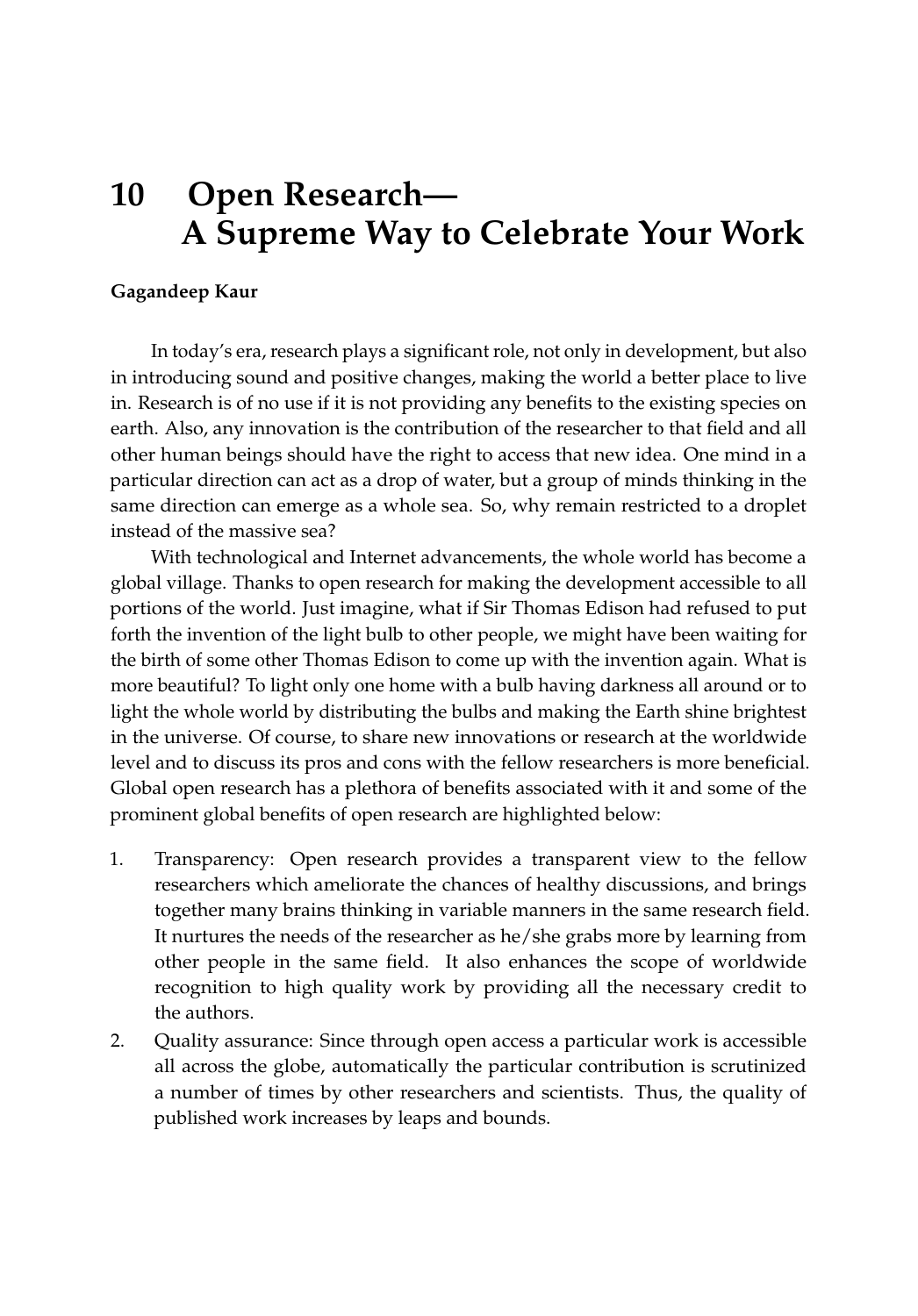# 10 Open Research—A Supreme Way to Celebrate Your Work

**Gagandeep Kaur**

In today's era, research plays a significant role, not only in development, but also in introducing sound and positive changes, making the world a better place to live in. Research is of no use if it is not providing any benefits to the existing species on earth. Also, any innovation is the contribution of the researcher to that field and all other human beings should have the right to access that new idea. One mind in a particular direction can act as a drop of water, but a group of minds thinking in the same direction can emerge as a whole sea. So, why remain restricted to a droplet instead of the massive sea?

With technological and Internet advancements, the whole world has become a global village. Thanks to open research for making the development accessible to all portions of the world. Just imagine, what if Sir Thomas Edison had refused to put forth the invention of the light bulb to other people, we might have been waiting for the birth of some other Thomas Edison to come up with the invention again. What is more beautiful? To light only one home with a bulb having darkness all around or to light the whole world by distributing the bulbs and making the Earth shine brightest in the universe. Of course, to share new innovations or research at the worldwide level and to discuss its pros and cons with the fellow researchers is more beneficial. Global open research has a plethora of benefits associated with it and some of the prominent global benefits of open research are highlighted below:

1. Transparency: Open research provides a transparent view to the fellow researchers which ameliorate the chances of healthy discussions, and brings together many brains thinking in variable manners in the same research field. It nurtures the needs of the researcher as he/she grabs more by learning from other people in the same field. It also enhances the scope of worldwide recognition to high quality work by providing all the necessary credit to the authors.
2. Quality assurance: Since through open access a particular work is accessible all across the globe, automatically the particular contribution is scrutinized a number of times by other researchers and scientists. Thus, the quality of published work increases by leaps and bounds.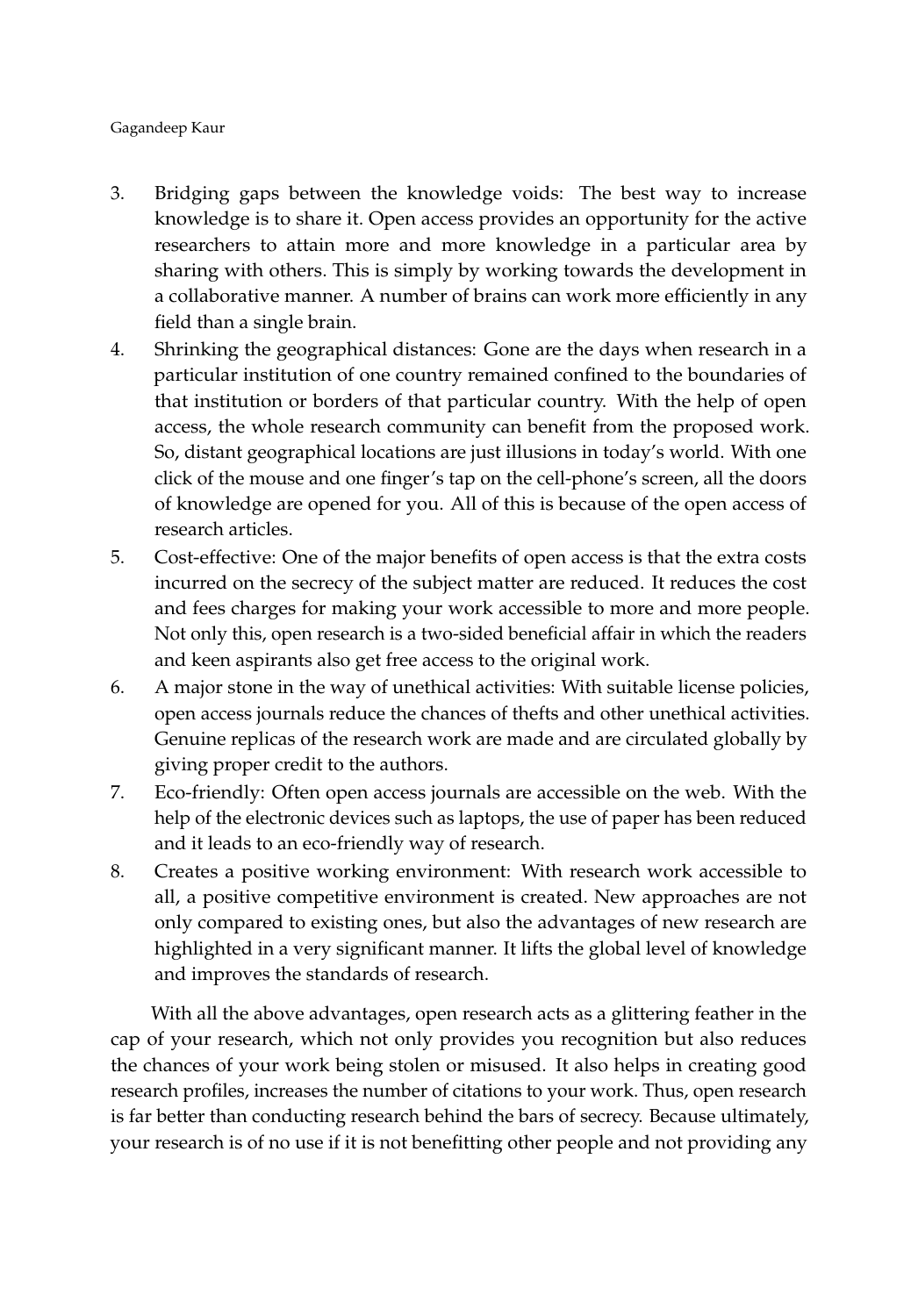3. Bridging gaps between the knowledge voids: The best way to increase knowledge is to share it. Open access provides an opportunity for the active researchers to attain more and more knowledge in a particular area by sharing with others. This is simply by working towards the development in a collaborative manner. A number of brains can work more efficiently in any field than a single brain.
4. Shrinking the geographical distances: Gone are the days when research in a particular institution of one country remained confined to the boundaries of that institution or borders of that particular country. With the help of open access, the whole research community can benefit from the proposed work. So, distant geographical locations are just illusions in today's world. With one click of the mouse and one finger's tap on the cell-phone's screen, all the doors of knowledge are opened for you. All of this is because of the open access of research articles.
5. Cost-effective: One of the major benefits of open access is that the extra costs incurred on the secrecy of the subject matter are reduced. It reduces the cost and fees charges for making your work accessible to more and more people. Not only this, open research is a two-sided beneficial affair in which the readers and keen aspirants also get free access to the original work.
6. A major stone in the way of unethical activities: With suitable license policies, open access journals reduce the chances of thefts and other unethical activities. Genuine replicas of the research work are made and are circulated globally by giving proper credit to the authors.
7. Eco-friendly: Often open access journals are accessible on the web. With the help of the electronic devices such as laptops, the use of paper has been reduced and it leads to an eco-friendly way of research.
8. Creates a positive working environment: With research work accessible to all, a positive competitive environment is created. New approaches are not only compared to existing ones, but also the advantages of new research are highlighted in a very significant manner. It lifts the global level of knowledge and improves the standards of research.

With all the above advantages, open research acts as a glittering feather in the cap of your research, which not only provides you recognition but also reduces the chances of your work being stolen or misused. It also helps in creating good research profiles, increases the number of citations to your work. Thus, open research is far better than conducting research behind the bars of secrecy. Because ultimately, your research is of no use if it is not benefitting other people and not providing any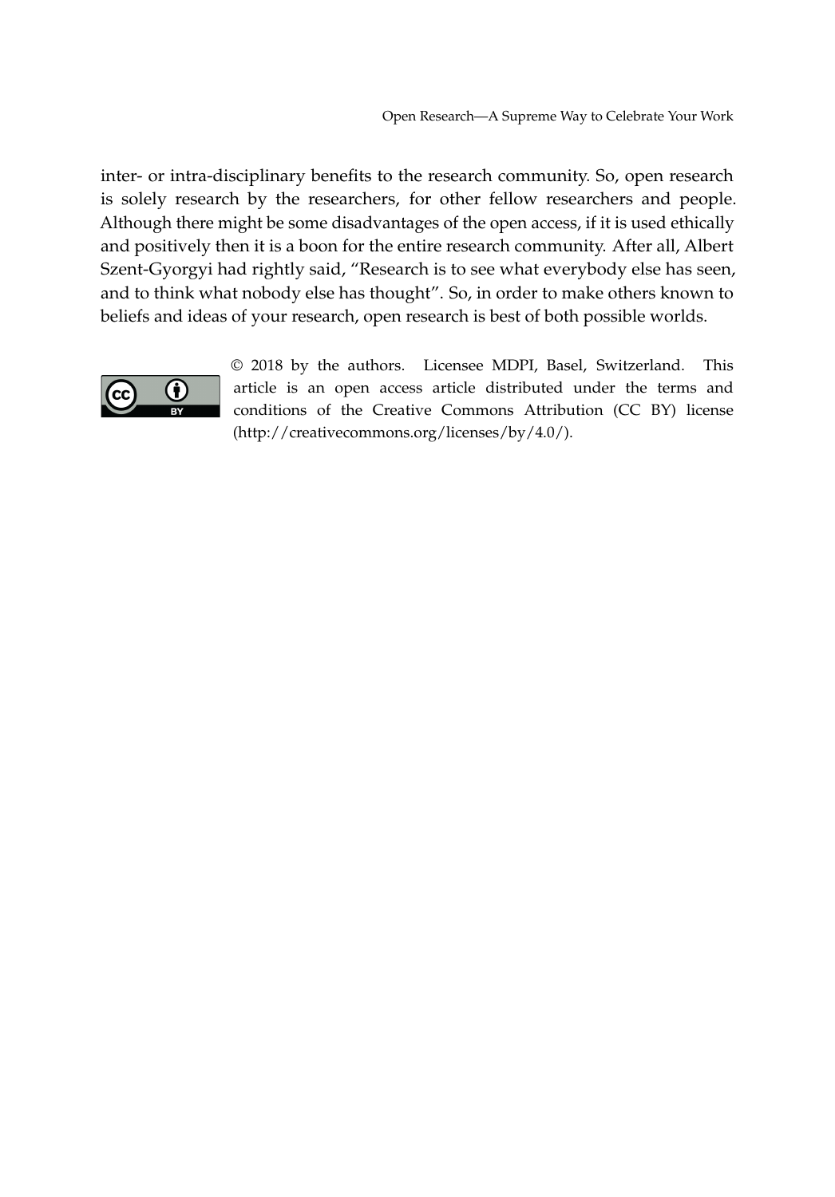inter- or intra-disciplinary benefits to the research community. So, open research is solely research by the researchers, for other fellow researchers and people. Although there might be some disadvantages of the open access, if it is used ethically and positively then it is a boon for the entire research community. After all, Albert Szent-Gyorgyi had rightly said, "Research is to see what everybody else has seen, and to think what nobody else has thought". So, in order to make others known to beliefs and ideas of your research, open research is best of both possible worlds.

© 2018 by the authors. Licensee MDPI, Basel, Switzerland. This article is an open access article distributed under the terms and conditions of the Creative Commons Attribution (CC BY) license (http://creativecommons.org/licenses/by/4.0/).